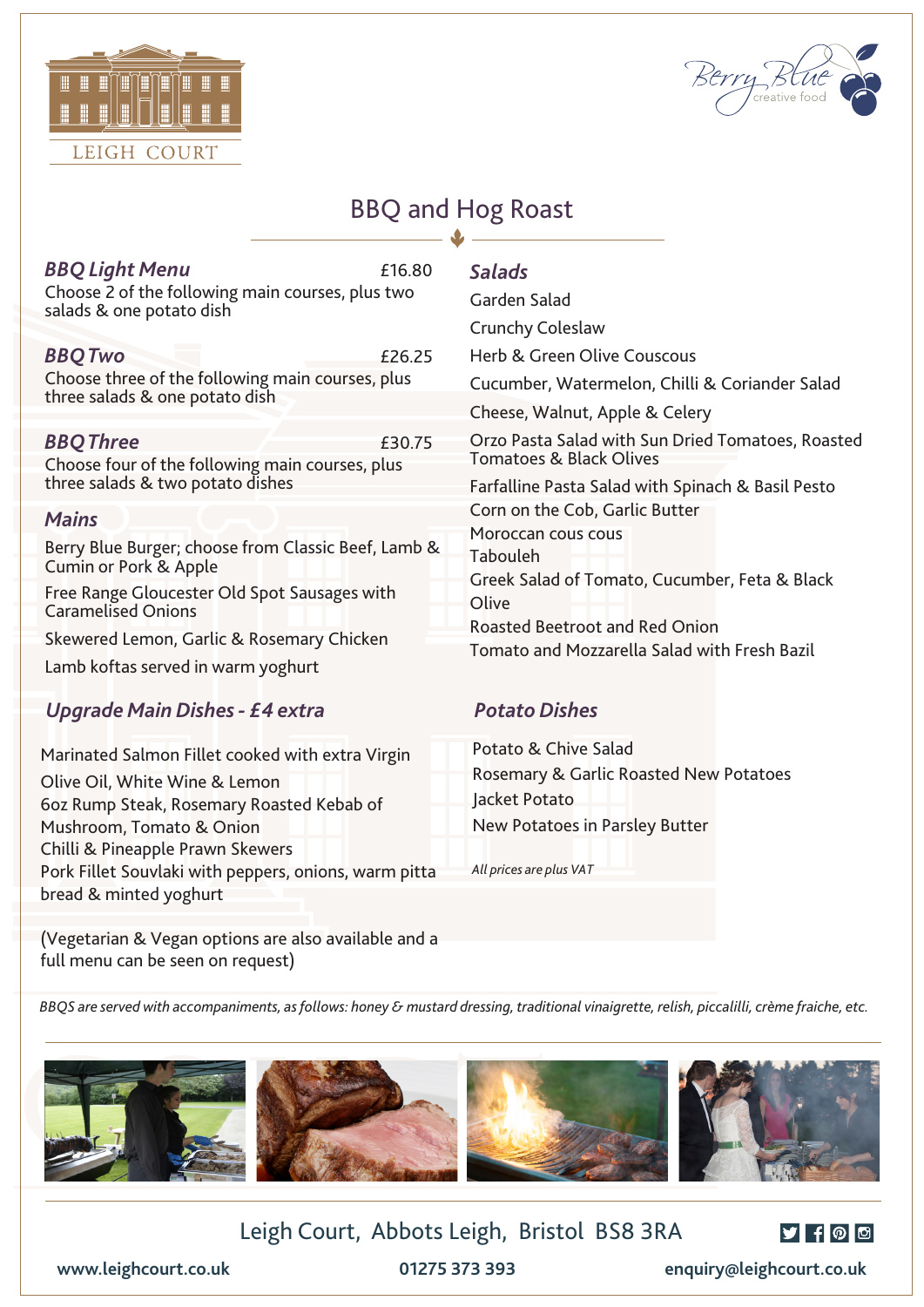# BBQ and Hog Roast

### *BBQ Light Menu* £16.80

Choose 2 of the following main courses, plus two salads & one potato dish

### *BBQ Two* £26.25

Choose three of the following main courses, plus three salads & one potato dish

### *BBQ Three* £30.75

Choose four of the following main courses, plus three salads & two potato dishes

### *Mains*

Berry Blue Burger; choose from Classic Beef, Lamb & Cumin or Pork & Apple

Free Range Gloucester Old Spot Sausages with Caramelised Onions

Skewered Lemon, Garlic & Rosemary Chicken

Lamb koftas served in warm yoghurt

### *Upgrade Main Dishes - £4 extra*

Marinated Salmon Fillet cooked with extra Virgin Olive Oil, White Wine & Lemon

6oz Rump Steak, Rosemary Roasted Kebab of Mushroom, Tomato & Onion

Chilli & Pineapple Prawn Skewers

Pork Fillet Souvlaki with peppers, onions, warm pitta bread & minted yoghurt

(Vegetarian & Vegan options are also available and a full menu can be seen on request)

### *Salads*

Garden Salad

Crunchy Coleslaw

Herb & Green Olive Couscous

Cucumber, Watermelon, Chilli & Coriander Salad

Cheese, Walnut, Apple & Celery

Orzo Pasta Salad with Sun Dried Tomatoes, Roasted Tomatoes & Black Olives

Farfalline Pasta Salad with Spinach & Basil Pesto

Corn on the Cob, Garlic Butter

Moroccan cous cous

Tabouleh

Greek Salad of Tomato, Cucumber, Feta & Black Olive

Roasted Beetroot and Red Onion

Tomato and Mozzarella Salad with Fresh Bazil

### *Potato Dishes*

Potato & Chive Salad

Rosemary & Garlic Roasted New Potatoes

Jacket Potato

New Potatoes in Parsley Butter

*All prices are plus VAT*

*BBQS are served with accompaniments, as follows: honey & mustard dressing, traditional vinaigrette, relish, piccalilli, crème fraiche, etc.*

Leigh Court, Abbots Leigh, Bristol BS8 3RA

www.leighcourt.co.uk 01275 373 393 enquiry@leighcourt.co.uk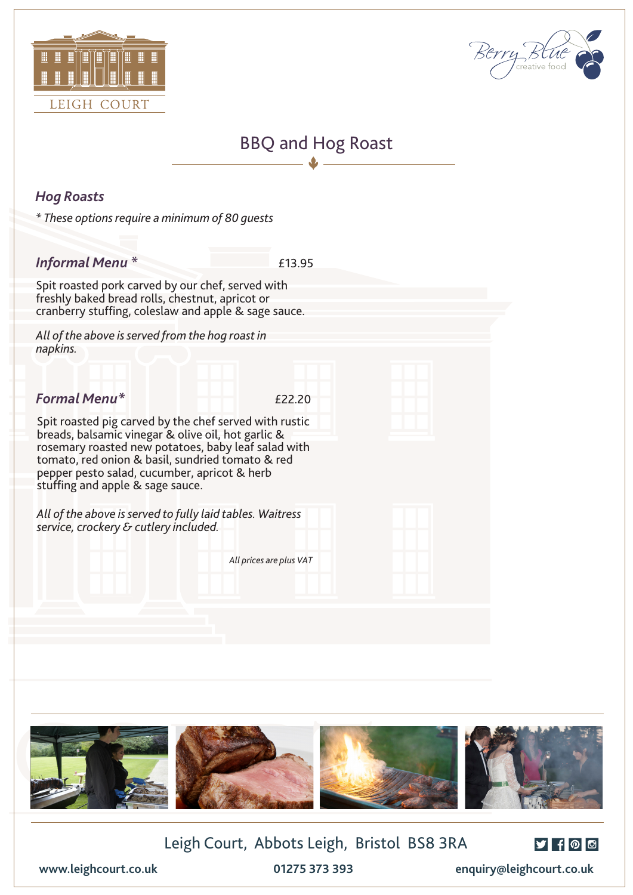# BBQ and Hog Roast

## *Hog Roasts*

*\* These options require a minimum of 80 guests*

### *Informal Menu \** £13.95

Spit roasted pork carved by our chef, served with freshly baked bread rolls, chestnut, apricot or cranberry stuffing, coleslaw and apple & sage sauce.

*All of the above is served from the hog roast in napkins.*

### *Formal Menu\** £22.20

Spit roasted pig carved by the chef served with rustic breads, balsamic vinegar & olive oil, hot garlic & rosemary roasted new potatoes, baby leaf salad with tomato, red onion & basil, sundried tomato & red pepper pesto salad, cucumber, apricot & herb stuffing and apple & sage sauce.

*All of the above is served to fully laid tables. Waitress service, crockery & cutlery included.*

*All prices are plus VAT*

Leigh Court, Abbots Leigh, Bristol BS8 3RA

www.leighcourt.co.uk 01275 373 393 enquiry@leighcourt.co.uk